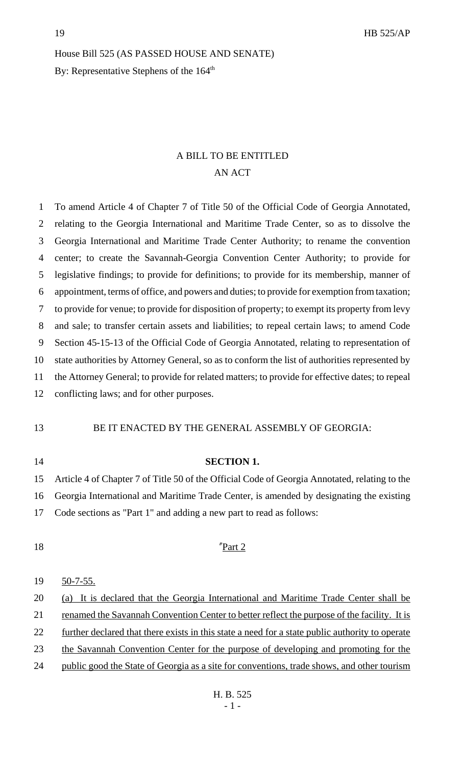House Bill 525 (AS PASSED HOUSE AND SENATE)

By: Representative Stephens of the 164th

A BILL TO BE ENTITLED

AN ACT

To amend Article 4 of Chapter 7 of Title 50 of the Official Code of Georgia Annotated, relating to the Georgia International and Maritime Trade Center, so as to dissolve the Georgia International and Maritime Trade Center Authority; to rename the convention center; to create the Savannah-Georgia Convention Center Authority; to provide for legislative findings; to provide for definitions; to provide for its membership, manner of appointment, terms of office, and powers and duties; to provide for exemption from taxation; to provide for venue; to provide for disposition of property; to exempt its property from levy and sale; to transfer certain assets and liabilities; to repeal certain laws; to amend Code Section 45-15-13 of the Official Code of Georgia Annotated, relating to representation of state authorities by Attorney General, so as to conform the list of authorities represented by the Attorney General; to provide for related matters; to provide for effective dates; to repeal conflicting laws; and for other purposes.

BE IT ENACTED BY THE GENERAL ASSEMBLY OF GEORGIA:

**SECTION 1.**

Article 4 of Chapter 7 of Title 50 of the Official Code of Georgia Annotated, relating to the Georgia International and Maritime Trade Center, is amended by designating the existing Code sections as "Part 1" and adding a new part to read as follows:

"Part 2

50-7-55.

(a) It is declared that the Georgia International and Maritime Trade Center shall be renamed the Savannah Convention Center to better reflect the purpose of the facility. It is further declared that there exists in this state a need for a state public authority to operate the Savannah Convention Center for the purpose of developing and promoting for the public good the State of Georgia as a site for conventions, trade shows, and other tourism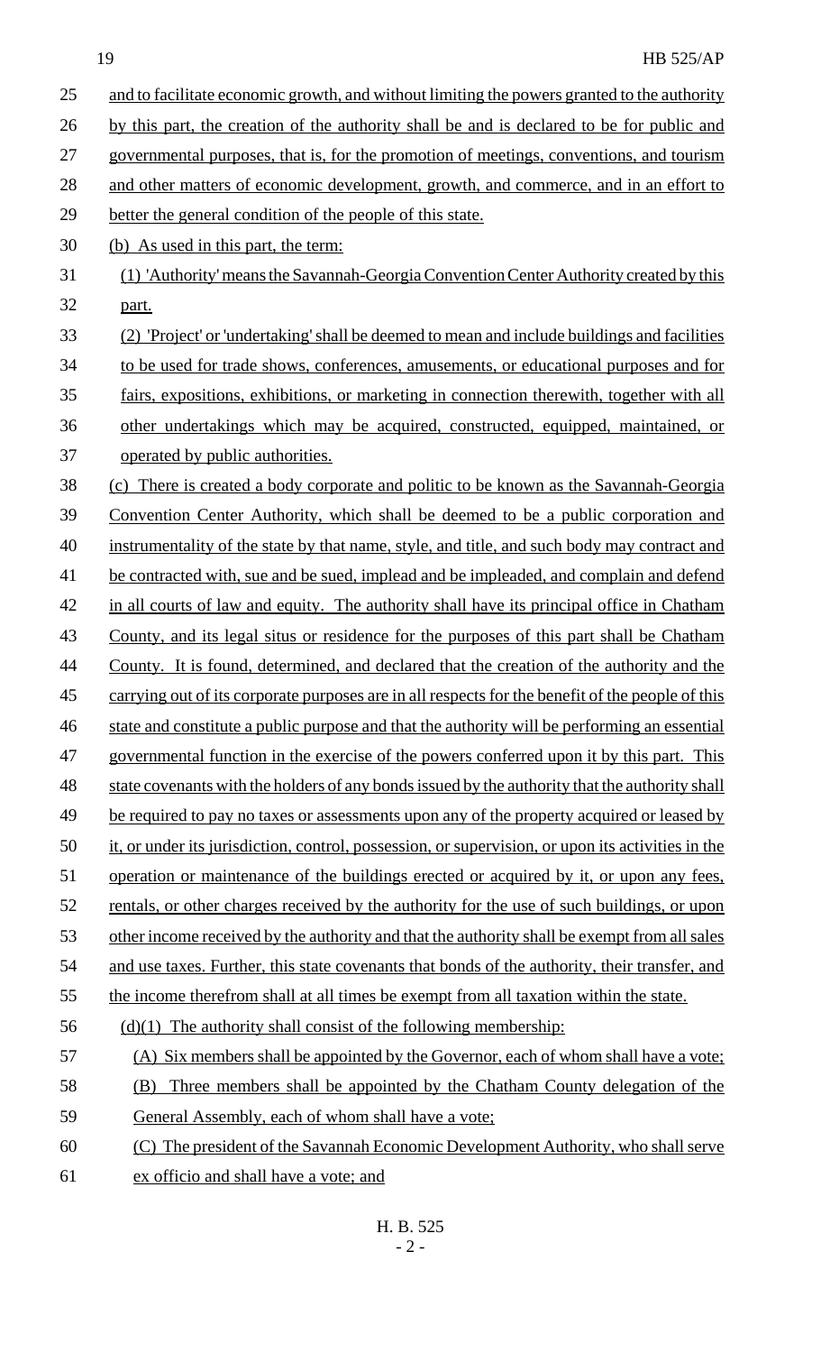and to facilitate economic growth, and without limiting the powers granted to the authority by this part, the creation of the authority shall be and is declared to be for public and governmental purposes, that is, for the promotion of meetings, conventions, and tourism and other matters of economic development, growth, and commerce, and in an effort to better the general condition of the people of this state.

(b) As used in this part, the term:

(1) 'Authority' means the Savannah-Georgia Convention Center Authority created by this part.

(2) 'Project' or 'undertaking' shall be deemed to mean and include buildings and facilities to be used for trade shows, conferences, amusements, or educational purposes and for fairs, expositions, exhibitions, or marketing in connection therewith, together with all other undertakings which may be acquired, constructed, equipped, maintained, or operated by public authorities.

(c) There is created a body corporate and politic to be known as the Savannah-Georgia Convention Center Authority, which shall be deemed to be a public corporation and instrumentality of the state by that name, style, and title, and such body may contract and be contracted with, sue and be sued, implead and be impleaded, and complain and defend in all courts of law and equity. The authority shall have its principal office in Chatham County, and its legal situs or residence for the purposes of this part shall be Chatham County. It is found, determined, and declared that the creation of the authority and the carrying out of its corporate purposes are in all respects for the benefit of the people of this state and constitute a public purpose and that the authority will be performing an essential governmental function in the exercise of the powers conferred upon it by this part. This state covenants with the holders of any bonds issued by the authority that the authority shall be required to pay no taxes or assessments upon any of the property acquired or leased by it, or under its jurisdiction, control, possession, or supervision, or upon its activities in the operation or maintenance of the buildings erected or acquired by it, or upon any fees, rentals, or other charges received by the authority for the use of such buildings, or upon other income received by the authority and that the authority shall be exempt from all sales and use taxes. Further, this state covenants that bonds of the authority, their transfer, and the income therefrom shall at all times be exempt from all taxation within the state.

(d)(1) The authority shall consist of the following membership:

(A) Six members shall be appointed by the Governor, each of whom shall have a vote;

(B) Three members shall be appointed by the Chatham County delegation of the General Assembly, each of whom shall have a vote;

(C) The president of the Savannah Economic Development Authority, who shall serve ex officio and shall have a vote; and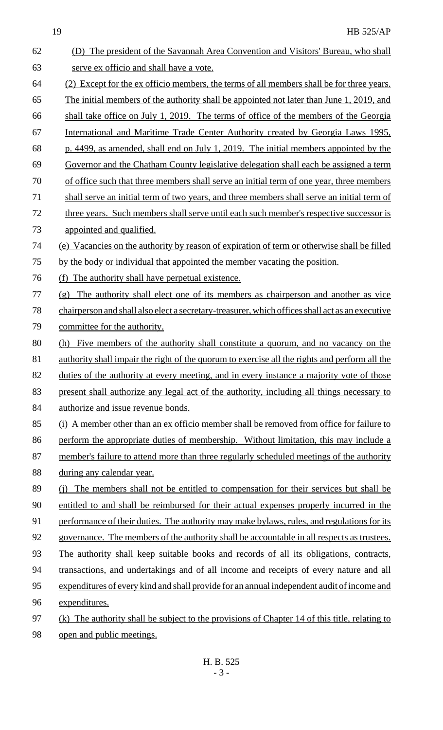(D) The president of the Savannah Area Convention and Visitors' Bureau, who shall serve ex officio and shall have a vote.

(2) Except for the ex officio members, the terms of all members shall be for three years. The initial members of the authority shall be appointed not later than June 1, 2019, and shall take office on July 1, 2019. The terms of office of the members of the Georgia International and Maritime Trade Center Authority created by Georgia Laws 1995, p. 4499, as amended, shall end on July 1, 2019. The initial members appointed by the Governor and the Chatham County legislative delegation shall each be assigned a term of office such that three members shall serve an initial term of one year, three members shall serve an initial term of two years, and three members shall serve an initial term of three years. Such members shall serve until each such member's respective successor is appointed and qualified.

(e) Vacancies on the authority by reason of expiration of term or otherwise shall be filled by the body or individual that appointed the member vacating the position.

(f) The authority shall have perpetual existence.

(g) The authority shall elect one of its members as chairperson and another as vice chairperson and shall also elect a secretary-treasurer, which offices shall act as an executive committee for the authority.

(h) Five members of the authority shall constitute a quorum, and no vacancy on the authority shall impair the right of the quorum to exercise all the rights and perform all the duties of the authority at every meeting, and in every instance a majority vote of those present shall authorize any legal act of the authority, including all things necessary to authorize and issue revenue bonds.

(i) A member other than an ex officio member shall be removed from office for failure to perform the appropriate duties of membership. Without limitation, this may include a member's failure to attend more than three regularly scheduled meetings of the authority during any calendar year.

(j) The members shall not be entitled to compensation for their services but shall be entitled to and shall be reimbursed for their actual expenses properly incurred in the performance of their duties. The authority may make bylaws, rules, and regulations for its governance. The members of the authority shall be accountable in all respects as trustees. The authority shall keep suitable books and records of all its obligations, contracts, transactions, and undertakings and of all income and receipts of every nature and all expenditures of every kind and shall provide for an annual independent audit of income and expenditures.

(k) The authority shall be subject to the provisions of Chapter 14 of this title, relating to open and public meetings.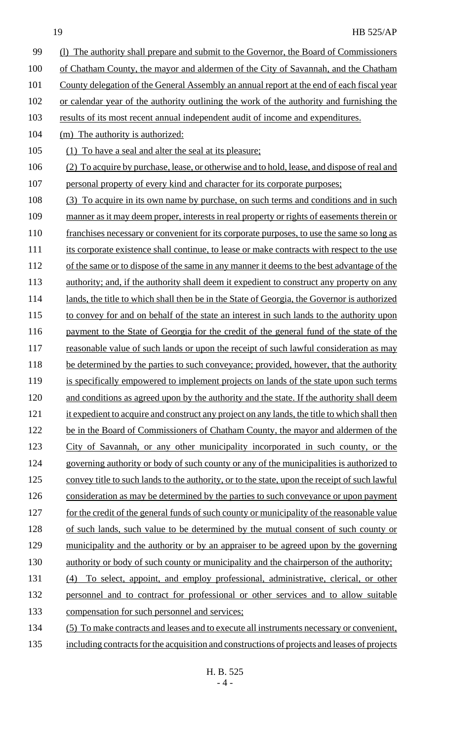(l) The authority shall prepare and submit to the Governor, the Board of Commissioners of Chatham County, the mayor and aldermen of the City of Savannah, and the Chatham County delegation of the General Assembly an annual report at the end of each fiscal year or calendar year of the authority outlining the work of the authority and furnishing the results of its most recent annual independent audit of income and expenditures.

(m) The authority is authorized:

(1) To have a seal and alter the seal at its pleasure;

(2) To acquire by purchase, lease, or otherwise and to hold, lease, and dispose of real and personal property of every kind and character for its corporate purposes;

(3) To acquire in its own name by purchase, on such terms and conditions and in such manner as it may deem proper, interests in real property or rights of easements therein or franchises necessary or convenient for its corporate purposes, to use the same so long as its corporate existence shall continue, to lease or make contracts with respect to the use of the same or to dispose of the same in any manner it deems to the best advantage of the authority; and, if the authority shall deem it expedient to construct any property on any lands, the title to which shall then be in the State of Georgia, the Governor is authorized to convey for and on behalf of the state an interest in such lands to the authority upon payment to the State of Georgia for the credit of the general fund of the state of the reasonable value of such lands or upon the receipt of such lawful consideration as may be determined by the parties to such conveyance; provided, however, that the authority is specifically empowered to implement projects on lands of the state upon such terms and conditions as agreed upon by the authority and the state. If the authority shall deem it expedient to acquire and construct any project on any lands, the title to which shall then be in the Board of Commissioners of Chatham County, the mayor and aldermen of the City of Savannah, or any other municipality incorporated in such county, or the governing authority or body of such county or any of the municipalities is authorized to convey title to such lands to the authority, or to the state, upon the receipt of such lawful consideration as may be determined by the parties to such conveyance or upon payment for the credit of the general funds of such county or municipality of the reasonable value of such lands, such value to be determined by the mutual consent of such county or municipality and the authority or by an appraiser to be agreed upon by the governing authority or body of such county or municipality and the chairperson of the authority;

(4) To select, appoint, and employ professional, administrative, clerical, or other personnel and to contract for professional or other services and to allow suitable compensation for such personnel and services;

(5) To make contracts and leases and to execute all instruments necessary or convenient, including contracts for the acquisition and constructions of projects and leases of projects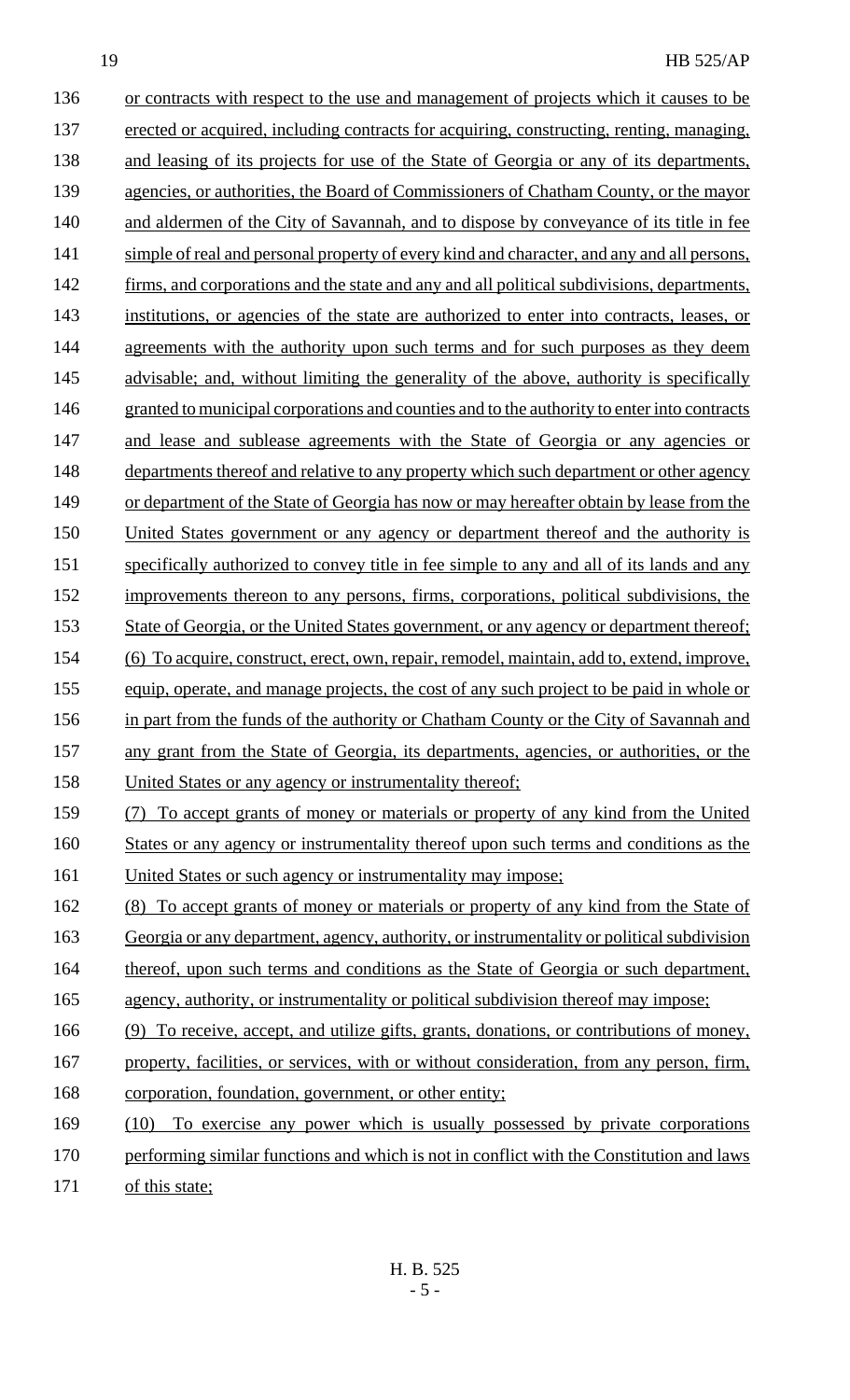or contracts with respect to the use and management of projects which it causes to be erected or acquired, including contracts for acquiring, constructing, renting, managing, and leasing of its projects for use of the State of Georgia or any of its departments, agencies, or authorities, the Board of Commissioners of Chatham County, or the mayor and aldermen of the City of Savannah, and to dispose by conveyance of its title in fee simple of real and personal property of every kind and character, and any and all persons, firms, and corporations and the state and any and all political subdivisions, departments, institutions, or agencies of the state are authorized to enter into contracts, leases, or agreements with the authority upon such terms and for such purposes as they deem advisable; and, without limiting the generality of the above, authority is specifically granted to municipal corporations and counties and to the authority to enter into contracts and lease and sublease agreements with the State of Georgia or any agencies or departments thereof and relative to any property which such department or other agency or department of the State of Georgia has now or may hereafter obtain by lease from the United States government or any agency or department thereof and the authority is specifically authorized to convey title in fee simple to any and all of its lands and any improvements thereon to any persons, firms, corporations, political subdivisions, the State of Georgia, or the United States government, or any agency or department thereof;

(6) To acquire, construct, erect, own, repair, remodel, maintain, add to, extend, improve, equip, operate, and manage projects, the cost of any such project to be paid in whole or in part from the funds of the authority or Chatham County or the City of Savannah and any grant from the State of Georgia, its departments, agencies, or authorities, or the United States or any agency or instrumentality thereof;

(7) To accept grants of money or materials or property of any kind from the United States or any agency or instrumentality thereof upon such terms and conditions as the United States or such agency or instrumentality may impose;

(8) To accept grants of money or materials or property of any kind from the State of Georgia or any department, agency, authority, or instrumentality or political subdivision thereof, upon such terms and conditions as the State of Georgia or such department, agency, authority, or instrumentality or political subdivision thereof may impose;

(9) To receive, accept, and utilize gifts, grants, donations, or contributions of money, property, facilities, or services, with or without consideration, from any person, firm, corporation, foundation, government, or other entity;

(10) To exercise any power which is usually possessed by private corporations performing similar functions and which is not in conflict with the Constitution and laws of this state;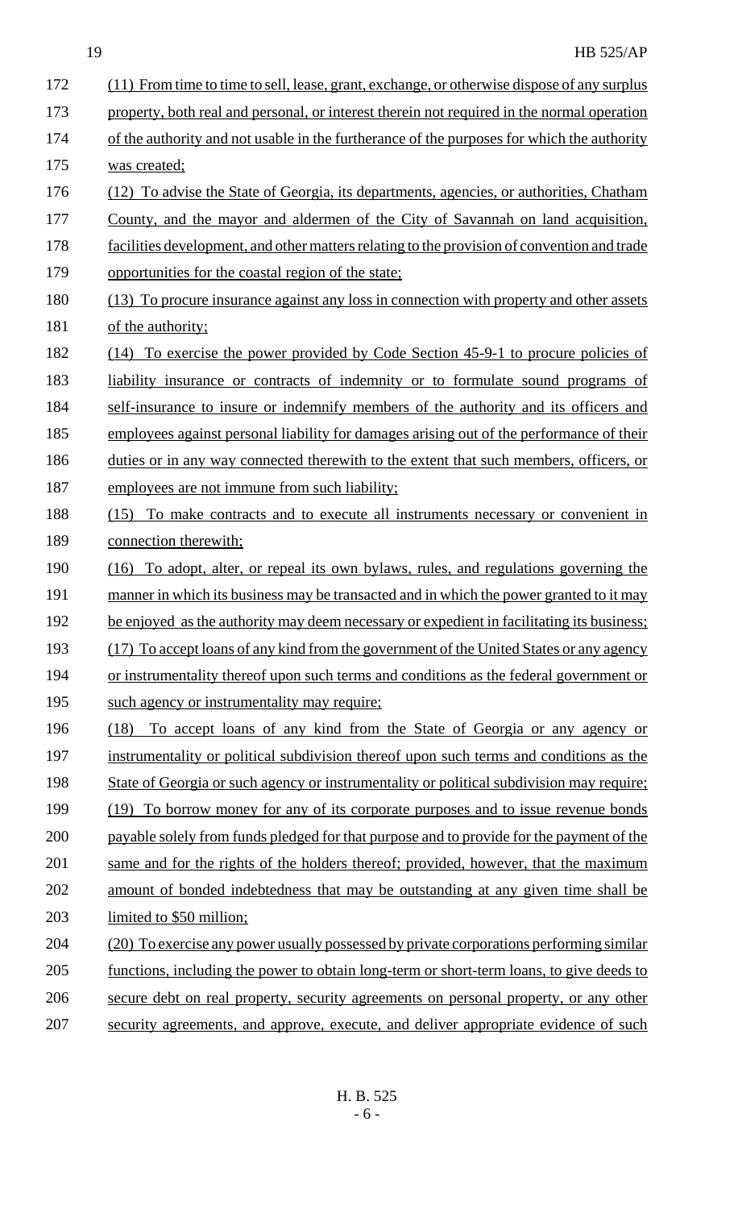(11) From time to time to sell, lease, grant, exchange, or otherwise dispose of any surplus property, both real and personal, or interest therein not required in the normal operation of the authority and not usable in the furtherance of the purposes for which the authority was created;

(12) To advise the State of Georgia, its departments, agencies, or authorities, Chatham County, and the mayor and aldermen of the City of Savannah on land acquisition, facilities development, and other matters relating to the provision of convention and trade opportunities for the coastal region of the state;

(13) To procure insurance against any loss in connection with property and other assets of the authority;

(14) To exercise the power provided by Code Section 45-9-1 to procure policies of liability insurance or contracts of indemnity or to formulate sound programs of self-insurance to insure or indemnify members of the authority and its officers and employees against personal liability for damages arising out of the performance of their duties or in any way connected therewith to the extent that such members, officers, or employees are not immune from such liability;

(15) To make contracts and to execute all instruments necessary or convenient in connection therewith;

(16) To adopt, alter, or repeal its own bylaws, rules, and regulations governing the manner in which its business may be transacted and in which the power granted to it may be enjoyed as the authority may deem necessary or expedient in facilitating its business;

(17) To accept loans of any kind from the government of the United States or any agency or instrumentality thereof upon such terms and conditions as the federal government or such agency or instrumentality may require;

(18) To accept loans of any kind from the State of Georgia or any agency or instrumentality or political subdivision thereof upon such terms and conditions as the State of Georgia or such agency or instrumentality or political subdivision may require;

(19) To borrow money for any of its corporate purposes and to issue revenue bonds payable solely from funds pledged for that purpose and to provide for the payment of the same and for the rights of the holders thereof; provided, however, that the maximum amount of bonded indebtedness that may be outstanding at any given time shall be limited to $50 million;

(20) To exercise any power usually possessed by private corporations performing similar functions, including the power to obtain long-term or short-term loans, to give deeds to secure debt on real property, security agreements on personal property, or any other security agreements, and approve, execute, and deliver appropriate evidence of such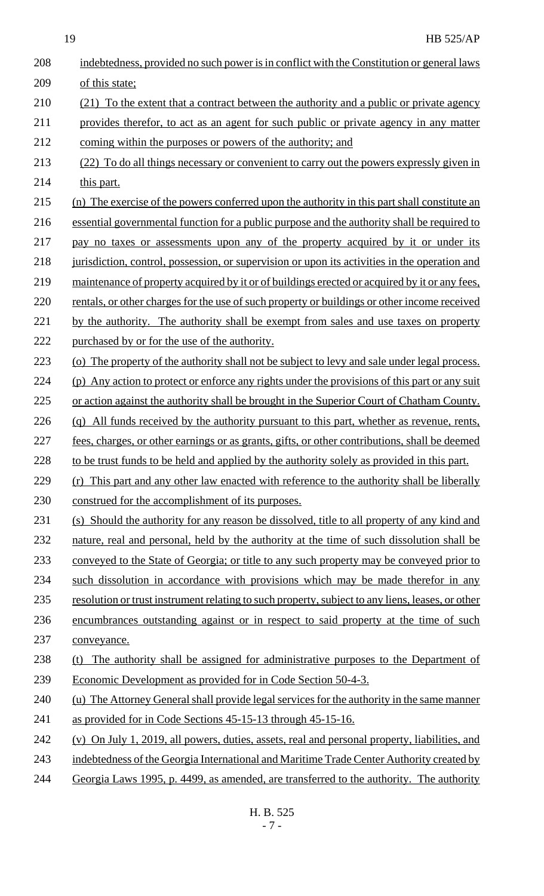indebtedness, provided no such power is in conflict with the Constitution or general laws of this state;

(21) To the extent that a contract between the authority and a public or private agency provides therefor, to act as an agent for such public or private agency in any matter coming within the purposes or powers of the authority; and

(22) To do all things necessary or convenient to carry out the powers expressly given in this part.

(n) The exercise of the powers conferred upon the authority in this part shall constitute an essential governmental function for a public purpose and the authority shall be required to pay no taxes or assessments upon any of the property acquired by it or under its jurisdiction, control, possession, or supervision or upon its activities in the operation and maintenance of property acquired by it or of buildings erected or acquired by it or any fees, rentals, or other charges for the use of such property or buildings or other income received by the authority. The authority shall be exempt from sales and use taxes on property purchased by or for the use of the authority.

(o) The property of the authority shall not be subject to levy and sale under legal process.

(p) Any action to protect or enforce any rights under the provisions of this part or any suit or action against the authority shall be brought in the Superior Court of Chatham County.

(q) All funds received by the authority pursuant to this part, whether as revenue, rents, fees, charges, or other earnings or as grants, gifts, or other contributions, shall be deemed to be trust funds to be held and applied by the authority solely as provided in this part.

(r) This part and any other law enacted with reference to the authority shall be liberally construed for the accomplishment of its purposes.

(s) Should the authority for any reason be dissolved, title to all property of any kind and nature, real and personal, held by the authority at the time of such dissolution shall be conveyed to the State of Georgia; or title to any such property may be conveyed prior to such dissolution in accordance with provisions which may be made therefor in any resolution or trust instrument relating to such property, subject to any liens, leases, or other encumbrances outstanding against or in respect to said property at the time of such conveyance.

(t) The authority shall be assigned for administrative purposes to the Department of Economic Development as provided for in Code Section 50-4-3.

(u) The Attorney General shall provide legal services for the authority in the same manner as provided for in Code Sections 45-15-13 through 45-15-16.

(v) On July 1, 2019, all powers, duties, assets, real and personal property, liabilities, and indebtedness of the Georgia International and Maritime Trade Center Authority created by Georgia Laws 1995, p. 4499, as amended, are transferred to the authority. The authority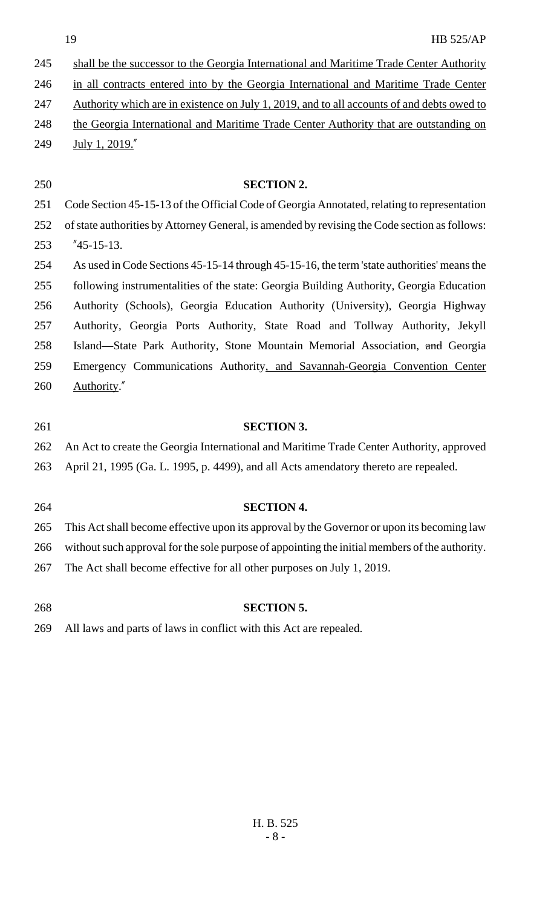shall be the successor to the Georgia International and Maritime Trade Center Authority in all contracts entered into by the Georgia International and Maritime Trade Center Authority which are in existence on July 1, 2019, and to all accounts of and debts owed to the Georgia International and Maritime Trade Center Authority that are outstanding on July 1, 2019."

**SECTION 2.**

Code Section 45-15-13 of the Official Code of Georgia Annotated, relating to representation of state authorities by Attorney General, is amended by revising the Code section as follows:

"45-15-13.

As used in Code Sections 45-15-14 through 45-15-16, the term 'state authorities' means the following instrumentalities of the state: Georgia Building Authority, Georgia Education Authority (Schools), Georgia Education Authority (University), Georgia Highway Authority, Georgia Ports Authority, State Road and Tollway Authority, Jekyll Island—State Park Authority, Stone Mountain Memorial Association, ~~and~~ Georgia Emergency Communications Authority, and Savannah-Georgia Convention Center Authority."

**SECTION 3.**

An Act to create the Georgia International and Maritime Trade Center Authority, approved April 21, 1995 (Ga. L. 1995, p. 4499), and all Acts amendatory thereto are repealed.

**SECTION 4.**

This Act shall become effective upon its approval by the Governor or upon its becoming law without such approval for the sole purpose of appointing the initial members of the authority. The Act shall become effective for all other purposes on July 1, 2019.

**SECTION 5.**

All laws and parts of laws in conflict with this Act are repealed.